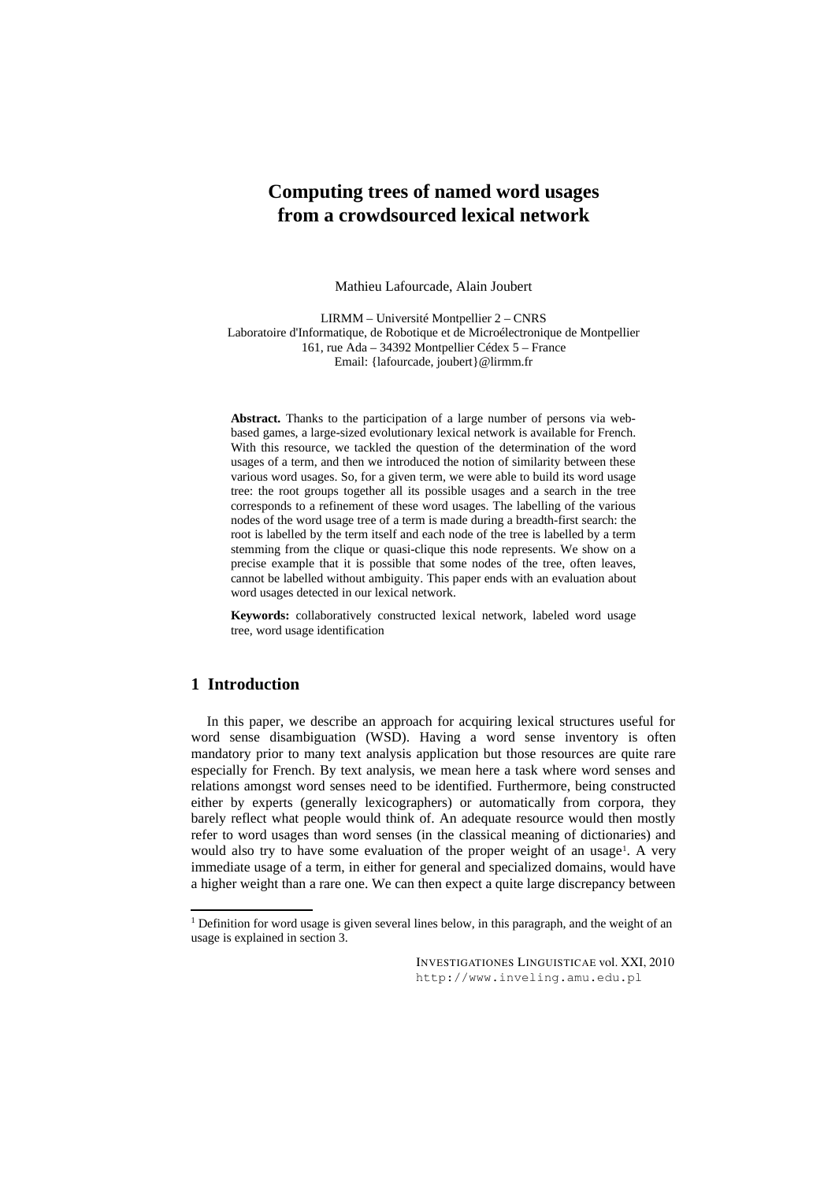# Computing trees of named word usages from a crowdsourced lexical network

Mathieu Lafourcade, Alain Joubert

LIRMM – Université Montpellier 2 – CNRS
Laboratoire d'Informatique, de Robotique et de Microélectronique de Montpellier
161, rue Ada – 34392 Montpellier Cédex 5 – France
Email: {lafourcade, joubert}@lirmm.fr

**Abstract.** Thanks to the participation of a large number of persons via web-based games, a large-sized evolutionary lexical network is available for French. With this resource, we tackled the question of the determination of the word usages of a term, and then we introduced the notion of similarity between these various word usages. So, for a given term, we were able to build its word usage tree: the root groups together all its possible usages and a search in the tree corresponds to a refinement of these word usages. The labelling of the various nodes of the word usage tree of a term is made during a breadth-first search: the root is labelled by the term itself and each node of the tree is labelled by a term stemming from the clique or quasi-clique this node represents. We show on a precise example that it is possible that some nodes of the tree, often leaves, cannot be labelled without ambiguity. This paper ends with an evaluation about word usages detected in our lexical network.

**Keywords:** collaboratively constructed lexical network, labeled word usage tree, word usage identification

## 1 Introduction

In this paper, we describe an approach for acquiring lexical structures useful for word sense disambiguation (WSD). Having a word sense inventory is often mandatory prior to many text analysis application but those resources are quite rare especially for French. By text analysis, we mean here a task where word senses and relations amongst word senses need to be identified. Furthermore, being constructed either by experts (generally lexicographers) or automatically from corpora, they barely reflect what people would think of. An adequate resource would then mostly refer to word usages than word senses (in the classical meaning of dictionaries) and would also try to have some evaluation of the proper weight of an usage[1]. A very immediate usage of a term, in either for general and specialized domains, would have a higher weight than a rare one. We can then expect a quite large discrepancy between

[1] Definition for word usage is given several lines below, in this paragraph, and the weight of an usage is explained in section 3.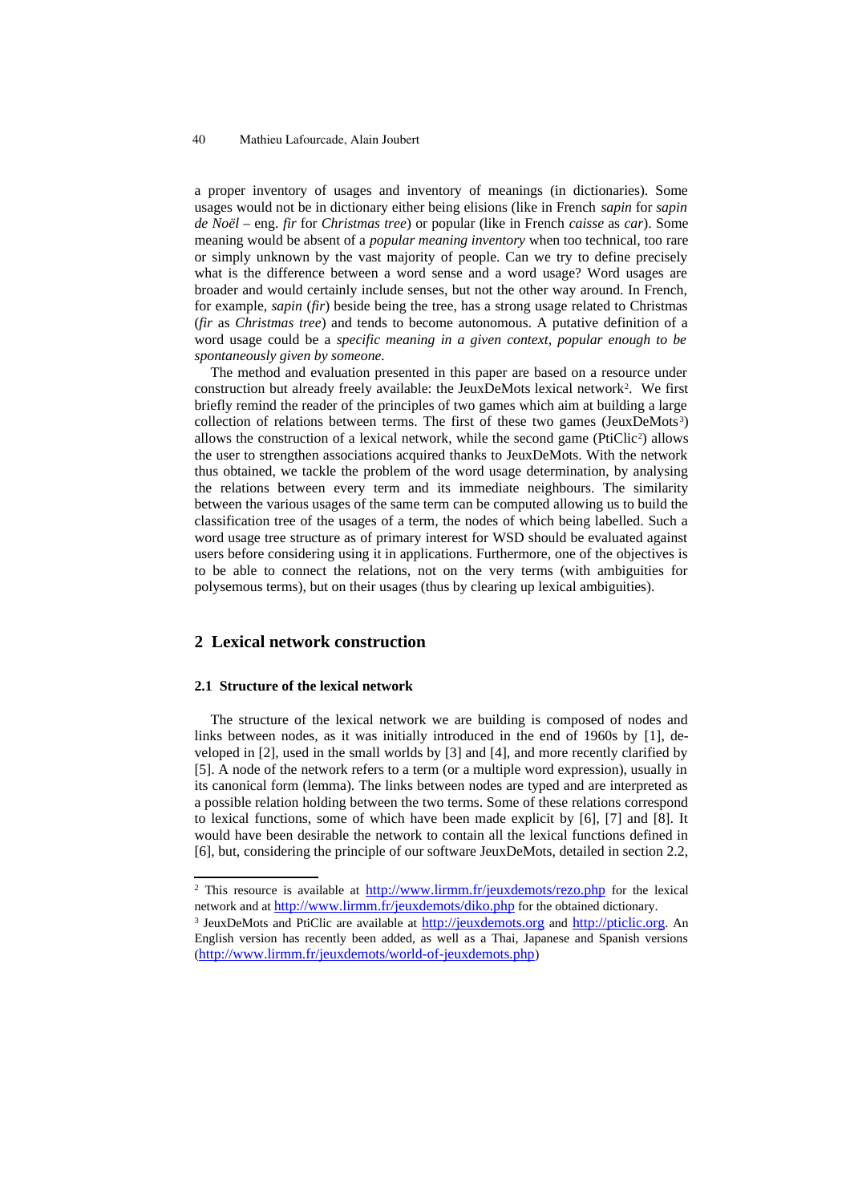a proper inventory of usages and inventory of meanings (in dictionaries). Some usages would not be in dictionary either being elisions (like in French *sapin* for *sapin de Noël* – eng. *fir* for *Christmas tree*) or popular (like in French *caisse* as *car*). Some meaning would be absent of a *popular meaning inventory* when too technical, too rare or simply unknown by the vast majority of people. Can we try to define precisely what is the difference between a word sense and a word usage? Word usages are broader and would certainly include senses, but not the other way around. In French, for example, *sapin* (*fir*) beside being the tree, has a strong usage related to Christmas (*fir* as *Christmas tree*) and tends to become autonomous. A putative definition of a word usage could be a *specific meaning in a given context, popular enough to be spontaneously given by someone.*

The method and evaluation presented in this paper are based on a resource under construction but already freely available: the JeuxDeMots lexical network[2]. We first briefly remind the reader of the principles of two games which aim at building a large collection of relations between terms. The first of these two games (JeuxDeMots[3]) allows the construction of a lexical network, while the second game (PtiClic[2]) allows the user to strengthen associations acquired thanks to JeuxDeMots. With the network thus obtained, we tackle the problem of the word usage determination, by analysing the relations between every term and its immediate neighbours. The similarity between the various usages of the same term can be computed allowing us to build the classification tree of the usages of a term, the nodes of which being labelled. Such a word usage tree structure as of primary interest for WSD should be evaluated against users before considering using it in applications. Furthermore, one of the objectives is to be able to connect the relations, not on the very terms (with ambiguities for polysemous terms), but on their usages (thus by clearing up lexical ambiguities).

## 2 Lexical network construction

### 2.1 Structure of the lexical network

The structure of the lexical network we are building is composed of nodes and links between nodes, as it was initially introduced in the end of 1960s by [1], developed in [2], used in the small worlds by [3] and [4], and more recently clarified by [5]. A node of the network refers to a term (or a multiple word expression), usually in its canonical form (lemma). The links between nodes are typed and are interpreted as a possible relation holding between the two terms. Some of these relations correspond to lexical functions, some of which have been made explicit by [6], [7] and [8]. It would have been desirable the network to contain all the lexical functions defined in [6], but, considering the principle of our software JeuxDeMots, detailed in section 2.2,

---

[2] This resource is available at http://www.lirmm.fr/jeuxdemots/rezo.php for the lexical network and at http://www.lirmm.fr/jeuxdemots/diko.php for the obtained dictionary.

[3] JeuxDeMots and PtiClic are available at http://jeuxdemots.org and http://pticlic.org. An English version has recently been added, as well as a Thai, Japanese and Spanish versions (http://www.lirmm.fr/jeuxdemots/world-of-jeuxdemots.php)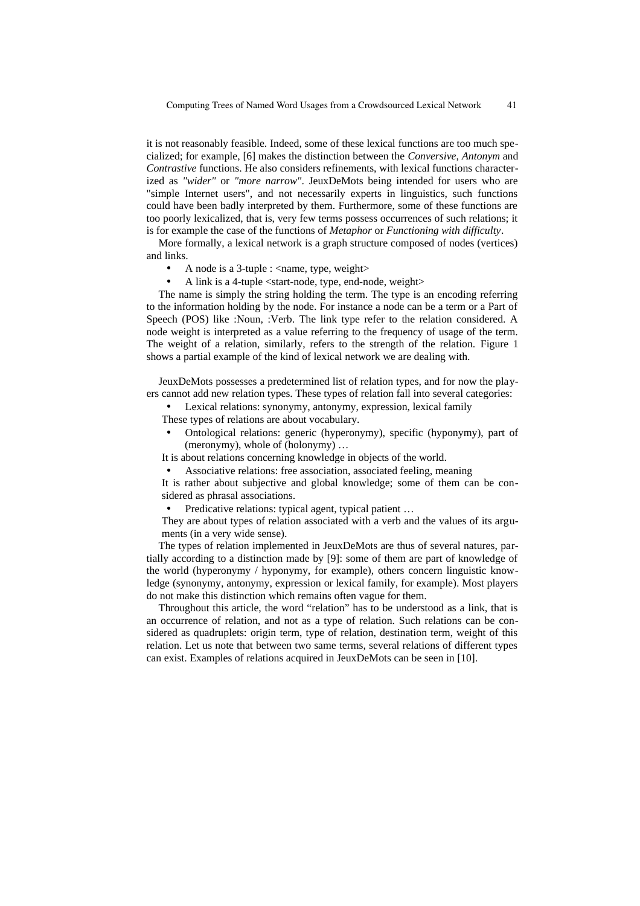it is not reasonably feasible. Indeed, some of these lexical functions are too much specialized; for example, [6] makes the distinction between the *Conversive*, *Antonym* and *Contrastive* functions. He also considers refinements, with lexical functions characterized as *"wider"* or *"more narrow"*. JeuxDeMots being intended for users who are "simple Internet users", and not necessarily experts in linguistics, such functions could have been badly interpreted by them. Furthermore, some of these functions are too poorly lexicalized, that is, very few terms possess occurrences of such relations; it is for example the case of the functions of *Metaphor* or *Functioning with difficulty*.

More formally, a lexical network is a graph structure composed of nodes (vertices) and links.

- A node is a 3-tuple : <name, type, weight>
- A link is a 4-tuple <start-node, type, end-node, weight>

The name is simply the string holding the term. The type is an encoding referring to the information holding by the node. For instance a node can be a term or a Part of Speech (POS) like :Noun, :Verb. The link type refer to the relation considered. A node weight is interpreted as a value referring to the frequency of usage of the term. The weight of a relation, similarly, refers to the strength of the relation. Figure 1 shows a partial example of the kind of lexical network we are dealing with.

JeuxDeMots possesses a predetermined list of relation types, and for now the players cannot add new relation types. These types of relation fall into several categories:

- Lexical relations: synonymy, antonymy, expression, lexical family

These types of relations are about vocabulary.

- Ontological relations: generic (hyperonymy), specific (hyponymy), part of (meronymy), whole of (holonymy) …

It is about relations concerning knowledge in objects of the world.

- Associative relations: free association, associated feeling, meaning

It is rather about subjective and global knowledge; some of them can be considered as phrasal associations.

- Predicative relations: typical agent, typical patient …

They are about types of relation associated with a verb and the values of its arguments (in a very wide sense).

The types of relation implemented in JeuxDeMots are thus of several natures, partially according to a distinction made by [9]: some of them are part of knowledge of the world (hyperonymy / hyponymy, for example), others concern linguistic knowledge (synonymy, antonymy, expression or lexical family, for example). Most players do not make this distinction which remains often vague for them.

Throughout this article, the word "relation" has to be understood as a link, that is an occurrence of relation, and not as a type of relation. Such relations can be considered as quadruplets: origin term, type of relation, destination term, weight of this relation. Let us note that between two same terms, several relations of different types can exist. Examples of relations acquired in JeuxDeMots can be seen in [10].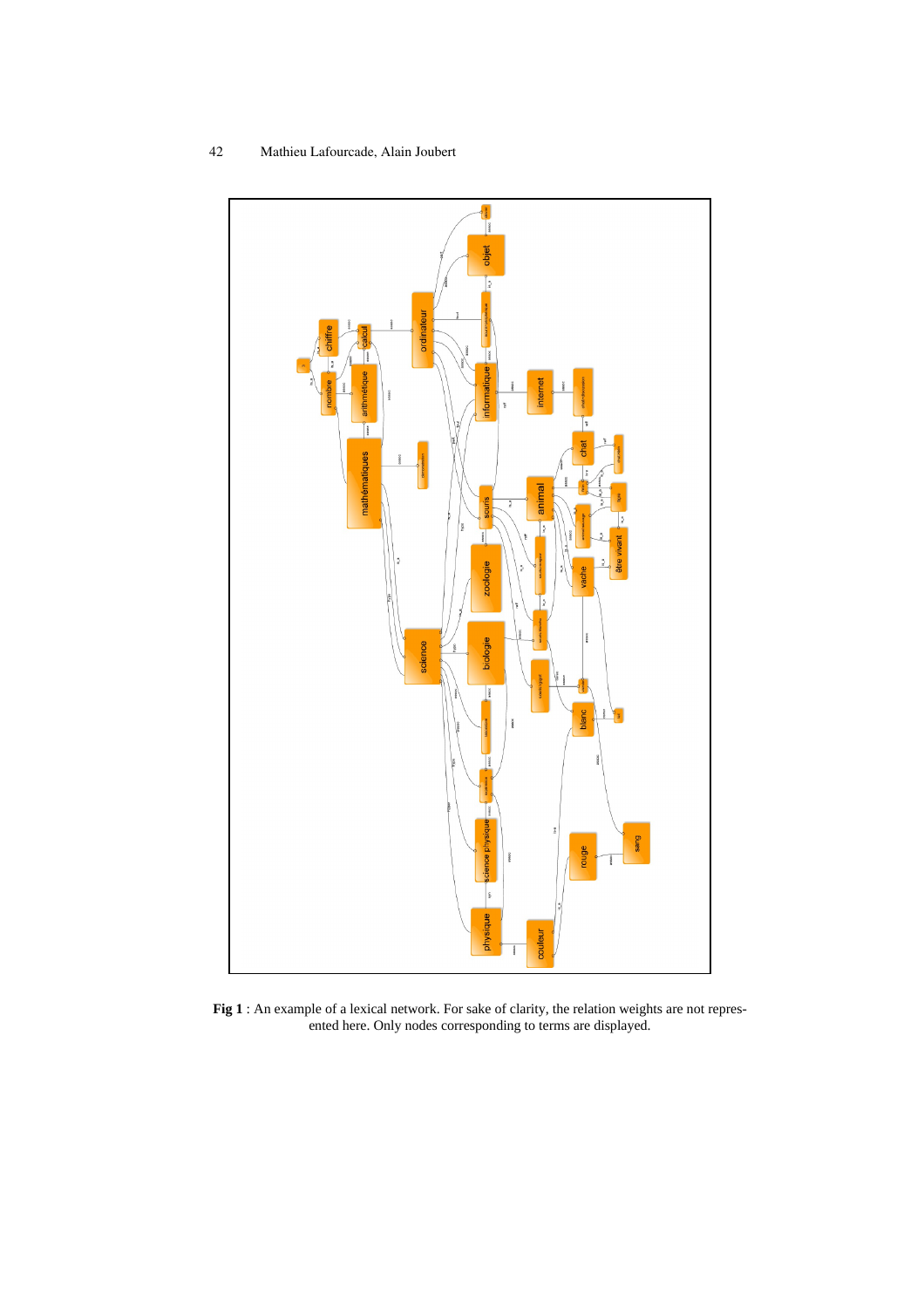**Fig 1** : An example of a lexical network. For sake of clarity, the relation weights are not represented here. Only nodes corresponding to terms are displayed.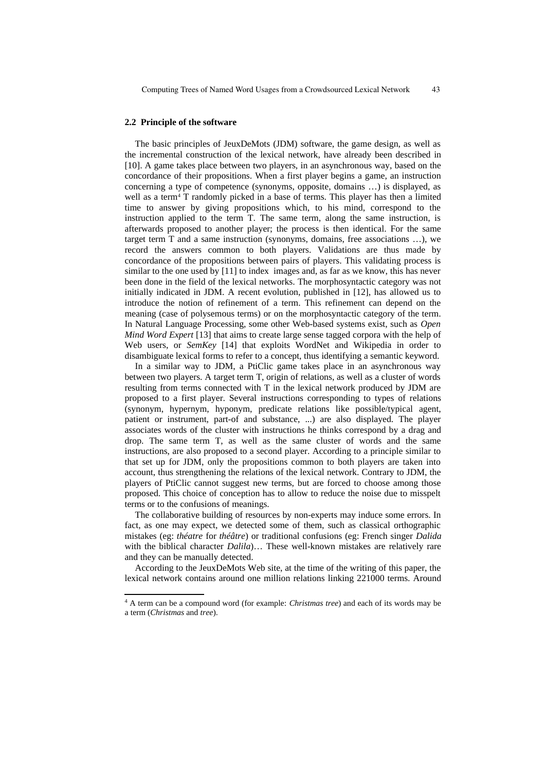### 2.2 Principle of the software

The basic principles of JeuxDeMots (JDM) software, the game design, as well as the incremental construction of the lexical network, have already been described in [10]. A game takes place between two players, in an asynchronous way, based on the concordance of their propositions. When a first player begins a game, an instruction concerning a type of competence (synonyms, opposite, domains …) is displayed, as well as a term[4] T randomly picked in a base of terms. This player has then a limited time to answer by giving propositions which, to his mind, correspond to the instruction applied to the term T. The same term, along the same instruction, is afterwards proposed to another player; the process is then identical. For the same target term T and a same instruction (synonyms, domains, free associations …), we record the answers common to both players. Validations are thus made by concordance of the propositions between pairs of players. This validating process is similar to the one used by [11] to index images and, as far as we know, this has never been done in the field of the lexical networks. The morphosyntactic category was not initially indicated in JDM. A recent evolution, published in [12], has allowed us to introduce the notion of refinement of a term. This refinement can depend on the meaning (case of polysemous terms) or on the morphosyntactic category of the term. In Natural Language Processing, some other Web-based systems exist, such as *Open Mind Word Expert* [13] that aims to create large sense tagged corpora with the help of Web users, or *SemKey* [14] that exploits WordNet and Wikipedia in order to disambiguate lexical forms to refer to a concept, thus identifying a semantic keyword.

In a similar way to JDM, a PtiClic game takes place in an asynchronous way between two players. A target term T, origin of relations, as well as a cluster of words resulting from terms connected with T in the lexical network produced by JDM are proposed to a first player. Several instructions corresponding to types of relations (synonym, hypernym, hyponym, predicate relations like possible/typical agent, patient or instrument, part-of and substance, ...) are also displayed. The player associates words of the cluster with instructions he thinks correspond by a drag and drop. The same term T, as well as the same cluster of words and the same instructions, are also proposed to a second player. According to a principle similar to that set up for JDM, only the propositions common to both players are taken into account, thus strengthening the relations of the lexical network. Contrary to JDM, the players of PtiClic cannot suggest new terms, but are forced to choose among those proposed. This choice of conception has to allow to reduce the noise due to misspelt terms or to the confusions of meanings.

The collaborative building of resources by non-experts may induce some errors. In fact, as one may expect, we detected some of them, such as classical orthographic mistakes (eg: *théatre* for *théâtre*) or traditional confusions (eg: French singer *Dalida* with the biblical character *Dalila*)… These well-known mistakes are relatively rare and they can be manually detected.

According to the JeuxDeMots Web site, at the time of the writing of this paper, the lexical network contains around one million relations linking 221000 terms. Around

[4] A term can be a compound word (for example: *Christmas tree*) and each of its words may be a term (*Christmas* and *tree*).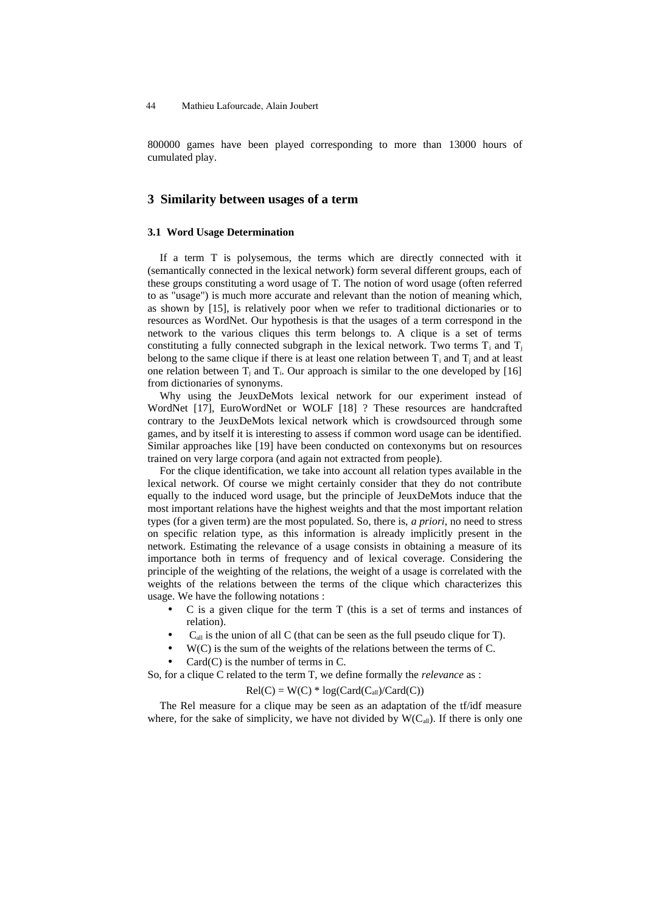800000 games have been played corresponding to more than 13000 hours of cumulated play.

## 3 Similarity between usages of a term

### 3.1 Word Usage Determination

If a term T is polysemous, the terms which are directly connected with it (semantically connected in the lexical network) form several different groups, each of these groups constituting a word usage of T. The notion of word usage (often referred to as "usage") is much more accurate and relevant than the notion of meaning which, as shown by [15], is relatively poor when we refer to traditional dictionaries or to resources as WordNet. Our hypothesis is that the usages of a term correspond in the network to the various cliques this term belongs to. A clique is a set of terms constituting a fully connected subgraph in the lexical network. Two terms $T_i$ and $T_j$ belong to the same clique if there is at least one relation between $T_i$ and $T_j$ and at least one relation between $T_j$ and $T_i$. Our approach is similar to the one developed by [16] from dictionaries of synonyms.

Why using the JeuxDeMots lexical network for our experiment instead of WordNet [17], EuroWordNet or WOLF [18] ? These resources are handcrafted contrary to the JeuxDeMots lexical network which is crowdsourced through some games, and by itself it is interesting to assess if common word usage can be identified. Similar approaches like [19] have been conducted on contexonyms but on resources trained on very large corpora (and again not extracted from people).

For the clique identification, we take into account all relation types available in the lexical network. Of course we might certainly consider that they do not contribute equally to the induced word usage, but the principle of JeuxDeMots induce that the most important relations have the highest weights and that the most important relation types (for a given term) are the most populated. So, there is, *a priori*, no need to stress on specific relation type, as this information is already implicitly present in the network. Estimating the relevance of a usage consists in obtaining a measure of its importance both in terms of frequency and of lexical coverage. Considering the principle of the weighting of the relations, the weight of a usage is correlated with the weights of the relations between the terms of the clique which characterizes this usage. We have the following notations :

- C is a given clique for the term T (this is a set of terms and instances of relation).
- $C_{all}$ is the union of all C (that can be seen as the full pseudo clique for T).
- W(C) is the sum of the weights of the relations between the terms of C.
- Card(C) is the number of terms in C.

So, for a clique C related to the term T, we define formally the *relevance* as :

$$Rel(C) = W(C) * \log(Card(C_{all})/Card(C))$$

The Rel measure for a clique may be seen as an adaptation of the tf/idf measure where, for the sake of simplicity, we have not divided by $W(C_{all})$. If there is only one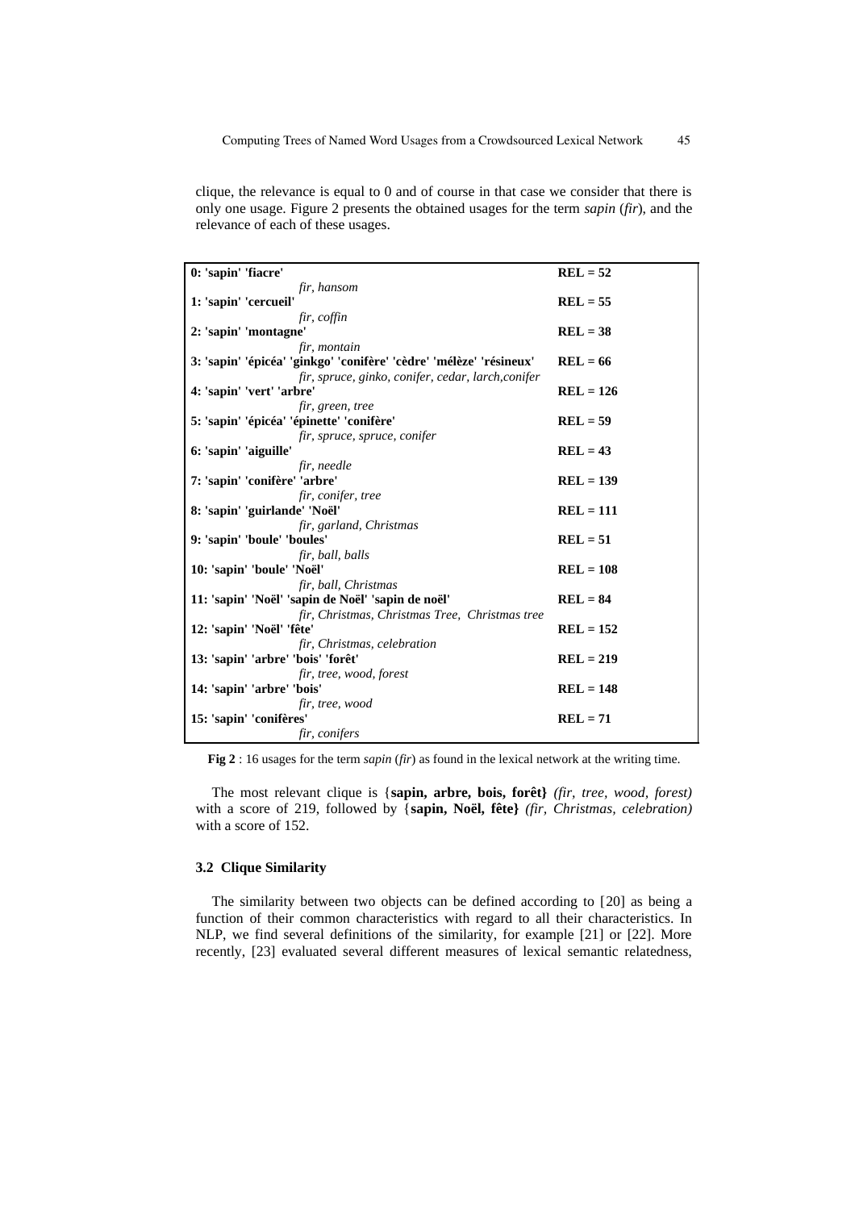clique, the relevance is equal to 0 and of course in that case we consider that there is only one usage. Figure 2 presents the obtained usages for the term *sapin* (*fir*), and the relevance of each of these usages.

| Usage | Relevance |
|---|---|
| **0: 'sapin' 'fiacre'**<br>*fir, hansom* | **REL = 52** |
| **1: 'sapin' 'cercueil'**<br>*fir, coffin* | **REL = 55** |
| **2: 'sapin' 'montagne'**<br>*fir, montain* | **REL = 38** |
| **3: 'sapin' 'épicéa' 'ginkgo' 'conifère' 'cèdre' 'mélèze' 'résineux'**<br>*fir, spruce, ginko, conifer, cedar, larch,conifer* | **REL = 66** |
| **4: 'sapin' 'vert' 'arbre'**<br>*fir, green, tree* | **REL = 126** |
| **5: 'sapin' 'épicéa' 'épinette' 'conifère'**<br>*fir, spruce, spruce, conifer* | **REL = 59** |
| **6: 'sapin' 'aiguille'**<br>*fir, needle* | **REL = 43** |
| **7: 'sapin' 'conifère' 'arbre'**<br>*fir, conifer, tree* | **REL = 139** |
| **8: 'sapin' 'guirlande' 'Noël'**<br>*fir, garland, Christmas* | **REL = 111** |
| **9: 'sapin' 'boule' 'boules'**<br>*fir, ball, balls* | **REL = 51** |
| **10: 'sapin' 'boule' 'Noël'**<br>*fir, ball, Christmas* | **REL = 108** |
| **11: 'sapin' 'Noël' 'sapin de Noël' 'sapin de noël'**<br>*fir, Christmas, Christmas Tree, Christmas tree* | **REL = 84** |
| **12: 'sapin' 'Noël' 'fête'**<br>*fir, Christmas, celebration* | **REL = 152** |
| **13: 'sapin' 'arbre' 'bois' 'forêt'**<br>*fir, tree, wood, forest* | **REL = 219** |
| **14: 'sapin' 'arbre' 'bois'**<br>*fir, tree, wood* | **REL = 148** |
| **15: 'sapin' 'conifères'**<br>*fir, conifers* | **REL = 71** |

**Fig 2** : 16 usages for the term *sapin* (*fir*) as found in the lexical network at the writing time.

The most relevant clique is {**sapin, arbre, bois, forêt}** *(fir, tree, wood, forest)* with a score of 219, followed by {**sapin, Noël, fête}** *(fir, Christmas, celebration)* with a score of 152.

### 3.2 Clique Similarity

The similarity between two objects can be defined according to [20] as being a function of their common characteristics with regard to all their characteristics. In NLP, we find several definitions of the similarity, for example [21] or [22]. More recently, [23] evaluated several different measures of lexical semantic relatedness,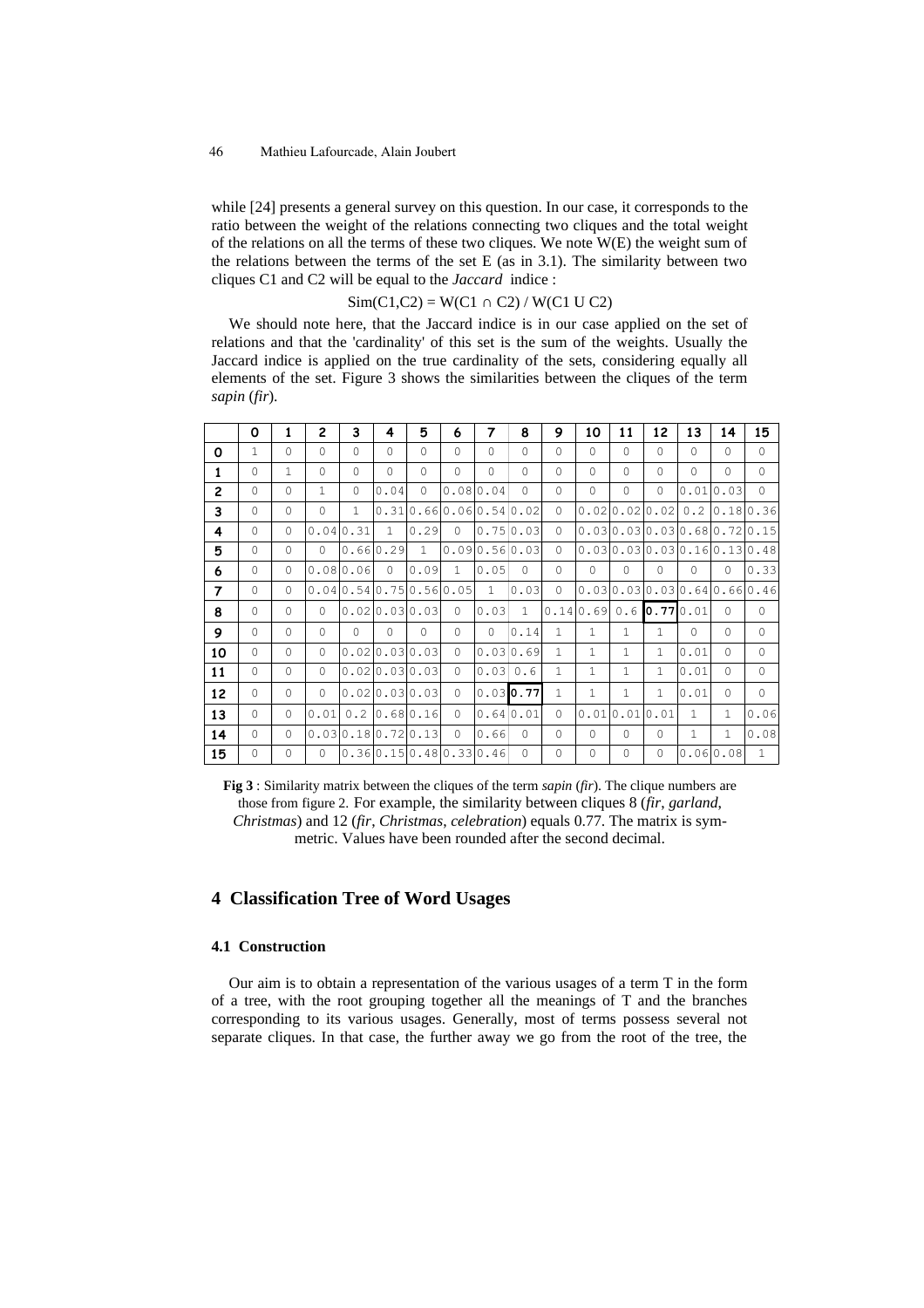while [24] presents a general survey on this question. In our case, it corresponds to the ratio between the weight of the relations connecting two cliques and the total weight of the relations on all the terms of these two cliques. We note W(E) the weight sum of the relations between the terms of the set E (as in 3.1). The similarity between two cliques C1 and C2 will be equal to the *Jaccard* indice :

$$\text{Sim}(C1,C2) = W(C1 \cap C2) / W(C1 \cup C2)$$

We should note here, that the Jaccard indice is in our case applied on the set of relations and that the 'cardinality' of this set is the sum of the weights. Usually the Jaccard indice is applied on the true cardinality of the sets, considering equally all elements of the set. Figure 3 shows the similarities between the cliques of the term *sapin* (*fir*).

| | 0 | 1 | 2 | 3 | 4 | 5 | 6 | 7 | 8 | 9 | 10 | 11 | 12 | 13 | 14 | 15 |
|---|---|---|---|---|---|---|---|---|---|---|---|---|---|---|---|---|
| **0** | 1 | 0 | 0 | 0 | 0 | 0 | 0 | 0 | 0 | 0 | 0 | 0 | 0 | 0 | 0 | 0 |
| **1** | 0 | 1 | 0 | 0 | 0 | 0 | 0 | 0 | 0 | 0 | 0 | 0 | 0 | 0 | 0 | 0 |
| **2** | 0 | 0 | 1 | 0 | 0.04 | 0 | 0.08 | 0.04 | 0 | 0 | 0 | 0 | 0 | 0.01 | 0.03 | 0 |
| **3** | 0 | 0 | 0 | 1 | 0.31 | 0.66 | 0.06 | 0.54 | 0.02 | 0 | 0.02 | 0.02 | 0.02 | 0.2 | 0.18 | 0.36 |
| **4** | 0 | 0 | 0.04 | 0.31 | 1 | 0.29 | 0 | 0.75 | 0.03 | 0 | 0.03 | 0.03 | 0.03 | 0.68 | 0.72 | 0.15 |
| **5** | 0 | 0 | 0 | 0.66 | 0.29 | 1 | 0.09 | 0.56 | 0.03 | 0 | 0.03 | 0.03 | 0.03 | 0.16 | 0.13 | 0.48 |
| **6** | 0 | 0 | 0.08 | 0.06 | 0 | 0.09 | 1 | 0.05 | 0 | 0 | 0 | 0 | 0 | 0 | 0 | 0.33 |
| **7** | 0 | 0 | 0.04 | 0.54 | 0.75 | 0.56 | 0.05 | 1 | 0.03 | 0 | 0.03 | 0.03 | 0.03 | 0.64 | 0.66 | 0.46 |
| **8** | 0 | 0 | 0 | 0.02 | 0.03 | 0.03 | 0 | 0.03 | 1 | 0.14 | 0.69 | 0.6 | **0.77** | 0.01 | 0 | 0 |
| **9** | 0 | 0 | 0 | 0 | 0 | 0 | 0 | 0 | 0.14 | 1 | 1 | 1 | 1 | 0 | 0 | 0 |
| **10** | 0 | 0 | 0 | 0.02 | 0.03 | 0.03 | 0 | 0.03 | 0.69 | 1 | 1 | 1 | 1 | 0.01 | 0 | 0 |
| **11** | 0 | 0 | 0 | 0.02 | 0.03 | 0.03 | 0 | 0.03 | 0.6 | 1 | 1 | 1 | 1 | 0.01 | 0 | 0 |
| **12** | 0 | 0 | 0 | 0.02 | 0.03 | 0.03 | 0 | 0.03 | **0.77** | 1 | 1 | 1 | 1 | 0.01 | 0 | 0 |
| **13** | 0 | 0 | 0.01 | 0.2 | 0.68 | 0.16 | 0 | 0.64 | 0.01 | 0 | 0.01 | 0.01 | 0.01 | 1 | 1 | 0.06 |
| **14** | 0 | 0 | 0.03 | 0.18 | 0.72 | 0.13 | 0 | 0.66 | 0 | 0 | 0 | 0 | 0 | 1 | 1 | 0.08 |
| **15** | 0 | 0 | 0 | 0.36 | 0.15 | 0.48 | 0.33 | 0.46 | 0 | 0 | 0 | 0 | 0 | 0.06 | 0.08 | 1 |

**Fig 3** : Similarity matrix between the cliques of the term *sapin* (*fir*). The clique numbers are those from figure 2. For example, the similarity between cliques 8 (*fir*, *garland*, *Christmas*) and 12 (*fir*, *Christmas*, *celebration*) equals 0.77. The matrix is symmetric. Values have been rounded after the second decimal.

## 4 Classification Tree of Word Usages

### 4.1 Construction

Our aim is to obtain a representation of the various usages of a term T in the form of a tree, with the root grouping together all the meanings of T and the branches corresponding to its various usages. Generally, most of terms possess several not separate cliques. In that case, the further away we go from the root of the tree, the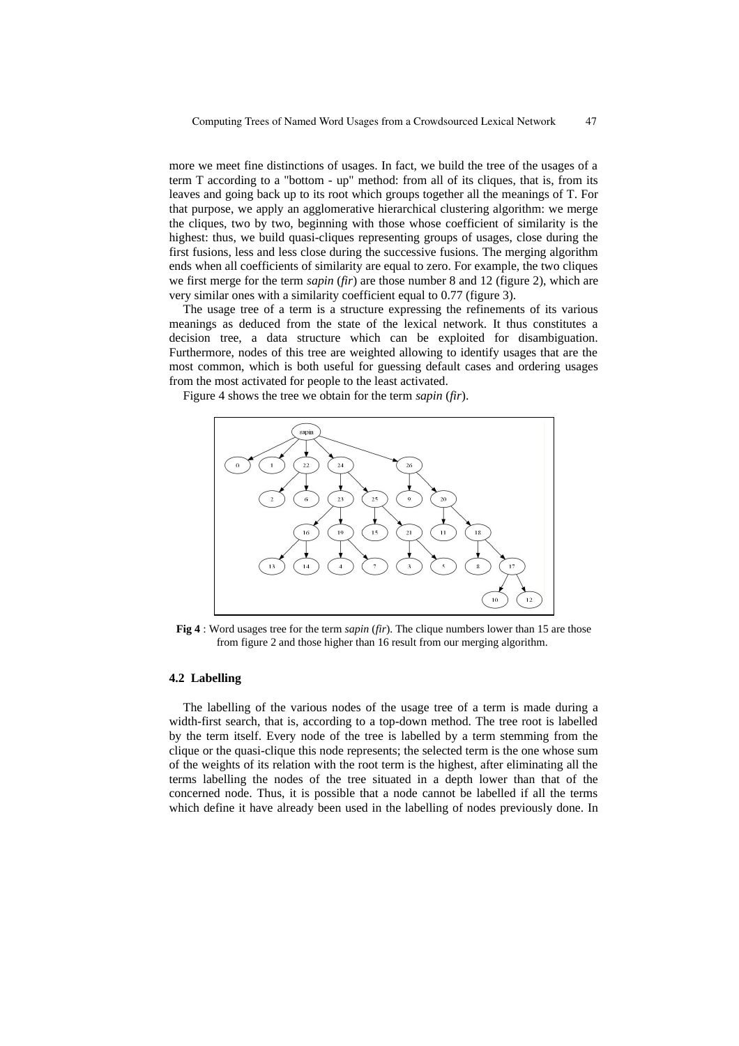more we meet fine distinctions of usages. In fact, we build the tree of the usages of a term T according to a "bottom - up" method: from all of its cliques, that is, from its leaves and going back up to its root which groups together all the meanings of T. For that purpose, we apply an agglomerative hierarchical clustering algorithm: we merge the cliques, two by two, beginning with those whose coefficient of similarity is the highest: thus, we build quasi-cliques representing groups of usages, close during the first fusions, less and less close during the successive fusions. The merging algorithm ends when all coefficients of similarity are equal to zero. For example, the two cliques we first merge for the term *sapin* (*fir*) are those number 8 and 12 (figure 2), which are very similar ones with a similarity coefficient equal to 0.77 (figure 3).

The usage tree of a term is a structure expressing the refinements of its various meanings as deduced from the state of the lexical network. It thus constitutes a decision tree, a data structure which can be exploited for disambiguation. Furthermore, nodes of this tree are weighted allowing to identify usages that are the most common, which is both useful for guessing default cases and ordering usages from the most activated for people to the least activated.

Figure 4 shows the tree we obtain for the term *sapin* (*fir*).

**Fig 4** : Word usages tree for the term *sapin* (*fir*). The clique numbers lower than 15 are those from figure 2 and those higher than 16 result from our merging algorithm.

### 4.2 Labelling

The labelling of the various nodes of the usage tree of a term is made during a width-first search, that is, according to a top-down method. The tree root is labelled by the term itself. Every node of the tree is labelled by a term stemming from the clique or the quasi-clique this node represents; the selected term is the one whose sum of the weights of its relation with the root term is the highest, after eliminating all the terms labelling the nodes of the tree situated in a depth lower than that of the concerned node. Thus, it is possible that a node cannot be labelled if all the terms which define it have already been used in the labelling of nodes previously done. In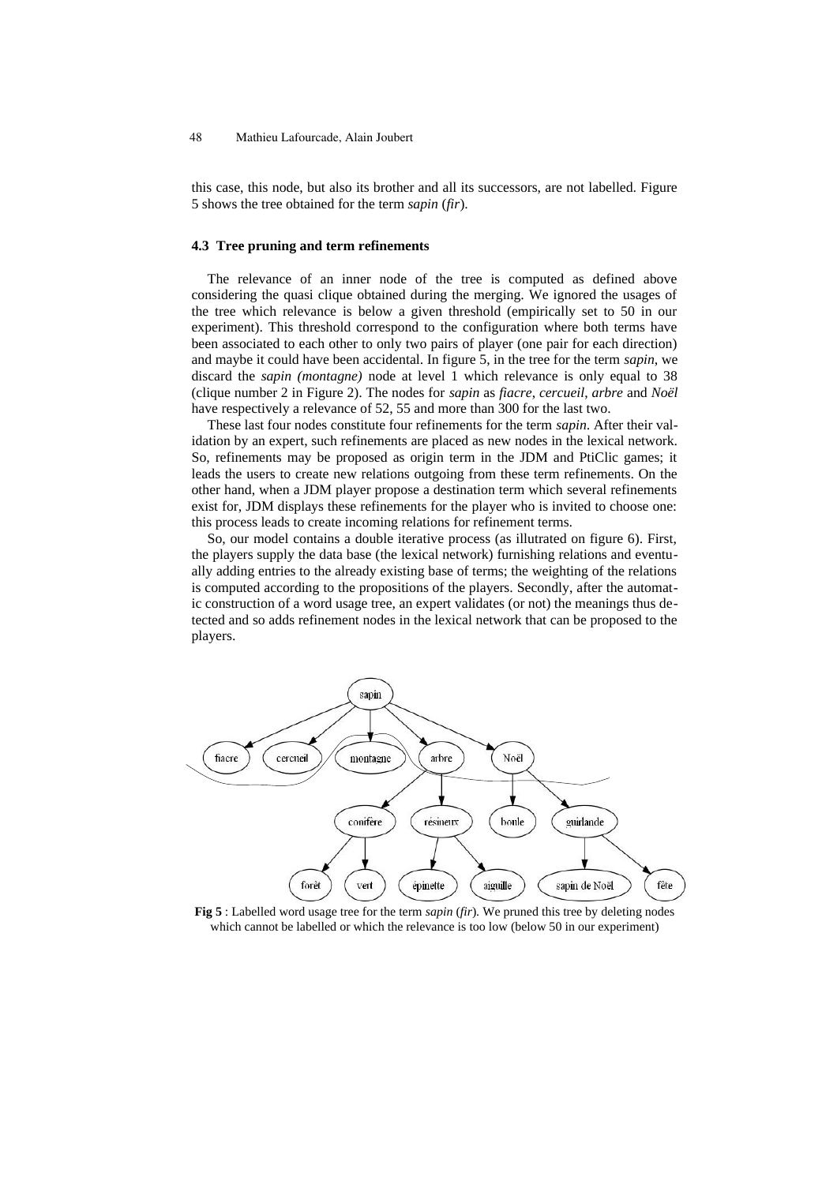this case, this node, but also its brother and all its successors, are not labelled. Figure 5 shows the tree obtained for the term *sapin* (*fir*).

### 4.3 Tree pruning and term refinements

The relevance of an inner node of the tree is computed as defined above considering the quasi clique obtained during the merging. We ignored the usages of the tree which relevance is below a given threshold (empirically set to 50 in our experiment). This threshold correspond to the configuration where both terms have been associated to each other to only two pairs of player (one pair for each direction) and maybe it could have been accidental. In figure 5, in the tree for the term *sapin*, we discard the *sapin (montagne)* node at level 1 which relevance is only equal to 38 (clique number 2 in Figure 2). The nodes for *sapin* as *fiacre*, *cercueil*, *arbre* and *Noël* have respectively a relevance of 52, 55 and more than 300 for the last two.

These last four nodes constitute four refinements for the term *sapin*. After their validation by an expert, such refinements are placed as new nodes in the lexical network. So, refinements may be proposed as origin term in the JDM and PtiClic games; it leads the users to create new relations outgoing from these term refinements. On the other hand, when a JDM player propose a destination term which several refinements exist for, JDM displays these refinements for the player who is invited to choose one: this process leads to create incoming relations for refinement terms.

So, our model contains a double iterative process (as illutrated on figure 6). First, the players supply the data base (the lexical network) furnishing relations and eventually adding entries to the already existing base of terms; the weighting of the relations is computed according to the propositions of the players. Secondly, after the automatic construction of a word usage tree, an expert validates (or not) the meanings thus detected and so adds refinement nodes in the lexical network that can be proposed to the players.

**Fig 5** : Labelled word usage tree for the term *sapin* (*fir*). We pruned this tree by deleting nodes which cannot be labelled or which the relevance is too low (below 50 in our experiment)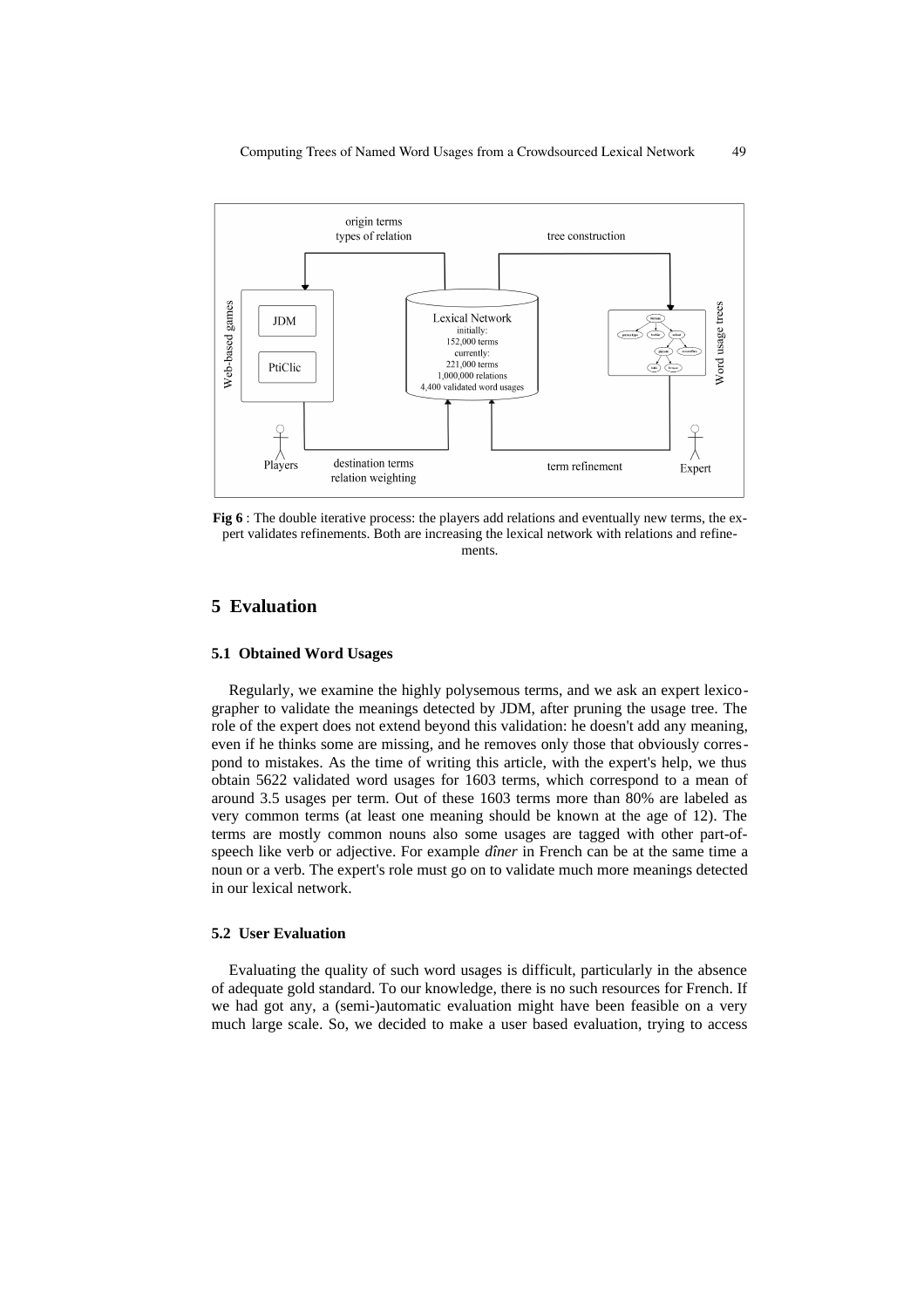Fig 6 : The double iterative process: the players add relations and eventually new terms, the expert validates refinements. Both are increasing the lexical network with relations and refinements.

## 5 Evaluation

### 5.1 Obtained Word Usages

Regularly, we examine the highly polysemous terms, and we ask an expert lexicographer to validate the meanings detected by JDM, after pruning the usage tree. The role of the expert does not extend beyond this validation: he doesn't add any meaning, even if he thinks some are missing, and he removes only those that obviously correspond to mistakes. As the time of writing this article, with the expert's help, we thus obtain 5622 validated word usages for 1603 terms, which correspond to a mean of around 3.5 usages per term. Out of these 1603 terms more than 80% are labeled as very common terms (at least one meaning should be known at the age of 12). The terms are mostly common nouns also some usages are tagged with other part-of-speech like verb or adjective. For example *dîner* in French can be at the same time a noun or a verb. The expert's role must go on to validate much more meanings detected in our lexical network.

### 5.2 User Evaluation

Evaluating the quality of such word usages is difficult, particularly in the absence of adequate gold standard. To our knowledge, there is no such resources for French. If we had got any, a (semi-)automatic evaluation might have been feasible on a very much large scale. So, we decided to make a user based evaluation, trying to access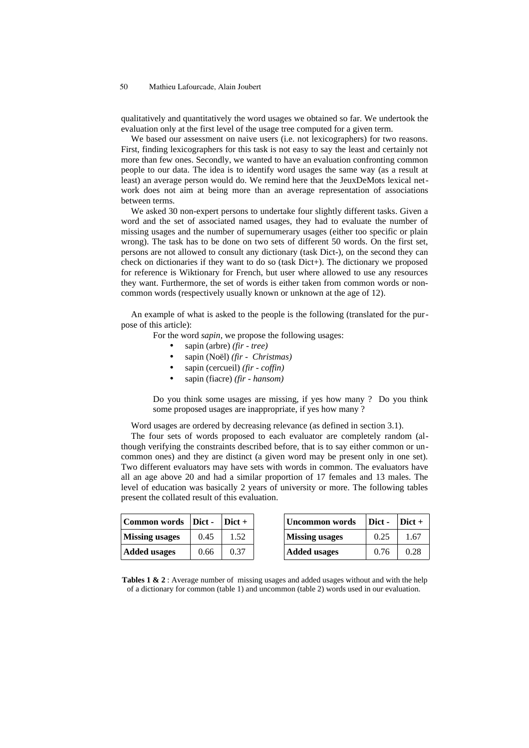qualitatively and quantitatively the word usages we obtained so far. We undertook the evaluation only at the first level of the usage tree computed for a given term.

We based our assessment on naive users (i.e. not lexicographers) for two reasons. First, finding lexicographers for this task is not easy to say the least and certainly not more than few ones. Secondly, we wanted to have an evaluation confronting common people to our data. The idea is to identify word usages the same way (as a result at least) an average person would do. We remind here that the JeuxDeMots lexical network does not aim at being more than an average representation of associations between terms.

We asked 30 non-expert persons to undertake four slightly different tasks. Given a word and the set of associated named usages, they had to evaluate the number of missing usages and the number of supernumerary usages (either too specific or plain wrong). The task has to be done on two sets of different 50 words. On the first set, persons are not allowed to consult any dictionary (task Dict-), on the second they can check on dictionaries if they want to do so (task Dict+). The dictionary we proposed for reference is Wiktionary for French, but user where allowed to use any resources they want. Furthermore, the set of words is either taken from common words or non-common words (respectively usually known or unknown at the age of 12).

An example of what is asked to the people is the following (translated for the purpose of this article):

For the word *sapin*, we propose the following usages:

- sapin (arbre) *(fir - tree)*
- sapin (Noël) *(fir - Christmas)*
- sapin (cercueil) *(fir - coffin)*
- sapin (fiacre) *(fir - hansom)*

Do you think some usages are missing, if yes how many ? Do you think some proposed usages are inappropriate, if yes how many ?

Word usages are ordered by decreasing relevance (as defined in section 3.1).

The four sets of words proposed to each evaluator are completely random (although verifying the constraints described before, that is to say either common or uncommon ones) and they are distinct (a given word may be present only in one set). Two different evaluators may have sets with words in common. The evaluators have all an age above 20 and had a similar proportion of 17 females and 13 males. The level of education was basically 2 years of university or more. The following tables present the collated result of this evaluation.

| Common words | Dict - | Dict + |
|---|---|---|
| Missing usages | 0.45 | 1.52 |
| Added usages | 0.66 | 0.37 |

| Uncommon words | Dict - | Dict + |
|---|---|---|
| Missing usages | 0.25 | 1.67 |
| Added usages | 0.76 | 0.28 |

**Tables 1 & 2** : Average number of missing usages and added usages without and with the help of a dictionary for common (table 1) and uncommon (table 2) words used in our evaluation.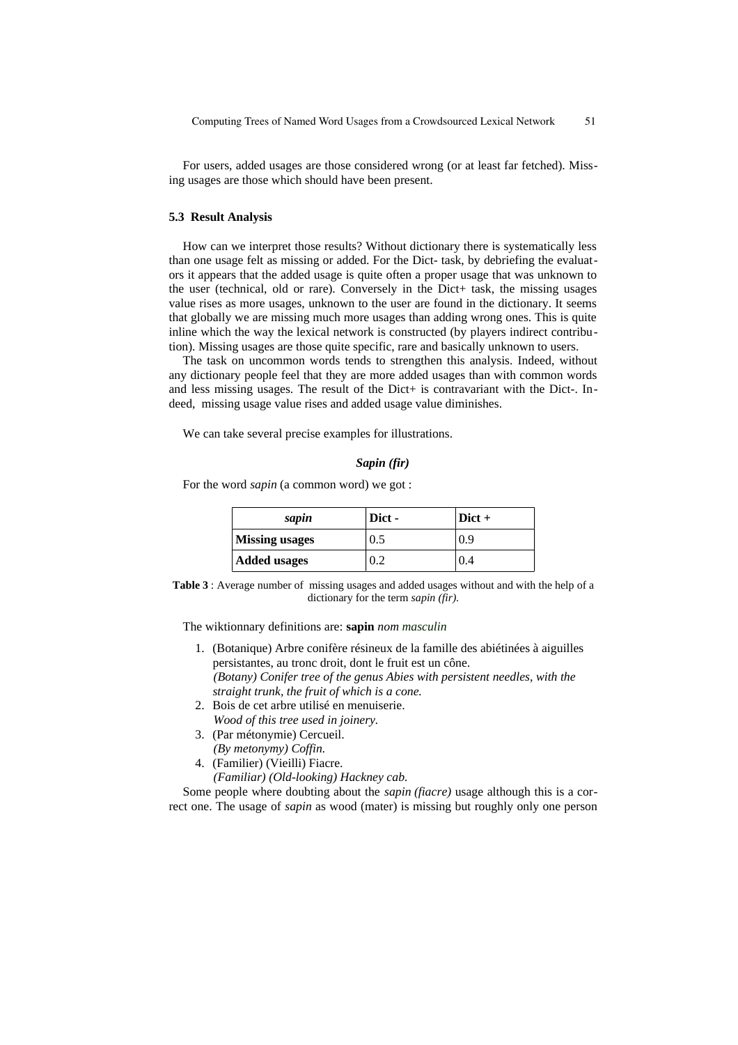For users, added usages are those considered wrong (or at least far fetched). Missing usages are those which should have been present.

### 5.3 Result Analysis

How can we interpret those results? Without dictionary there is systematically less than one usage felt as missing or added. For the Dict- task, by debriefing the evaluators it appears that the added usage is quite often a proper usage that was unknown to the user (technical, old or rare). Conversely in the Dict+ task, the missing usages value rises as more usages, unknown to the user are found in the dictionary. It seems that globally we are missing much more usages than adding wrong ones. This is quite inline which the way the lexical network is constructed (by players indirect contribution). Missing usages are those quite specific, rare and basically unknown to users.

The task on uncommon words tends to strengthen this analysis. Indeed, without any dictionary people feel that they are more added usages than with common words and less missing usages. The result of the Dict+ is contravariant with the Dict-. Indeed, missing usage value rises and added usage value diminishes.

We can take several precise examples for illustrations.

***Sapin (fir)***

For the word *sapin* (a common word) we got :

| *sapin* | Dict - | Dict + |
|---|---|---|
| **Missing usages** | 0.5 | 0.9 |
| **Added usages** | 0.2 | 0.4 |

**Table 3** : Average number of missing usages and added usages without and with the help of a dictionary for the term *sapin (fir).*

The wiktionnary definitions are: **sapin** *nom masculin*

1. (Botanique) Arbre conifère résineux de la famille des abiétinées à aiguilles persistantes, au tronc droit, dont le fruit est un cône.
   *(Botany) Conifer tree of the genus Abies with persistent needles, with the straight trunk, the fruit of which is a cone.*
2. Bois de cet arbre utilisé en menuiserie.
   *Wood of this tree used in joinery.*
3. (Par métonymie) Cercueil.
   *(By metonymy) Coffin.*
4. (Familier) (Vieilli) Fiacre.
   *(Familiar) (Old-looking) Hackney cab.*

Some people where doubting about the *sapin (fiacre)* usage although this is a correct one. The usage of *sapin* as wood (mater) is missing but roughly only one person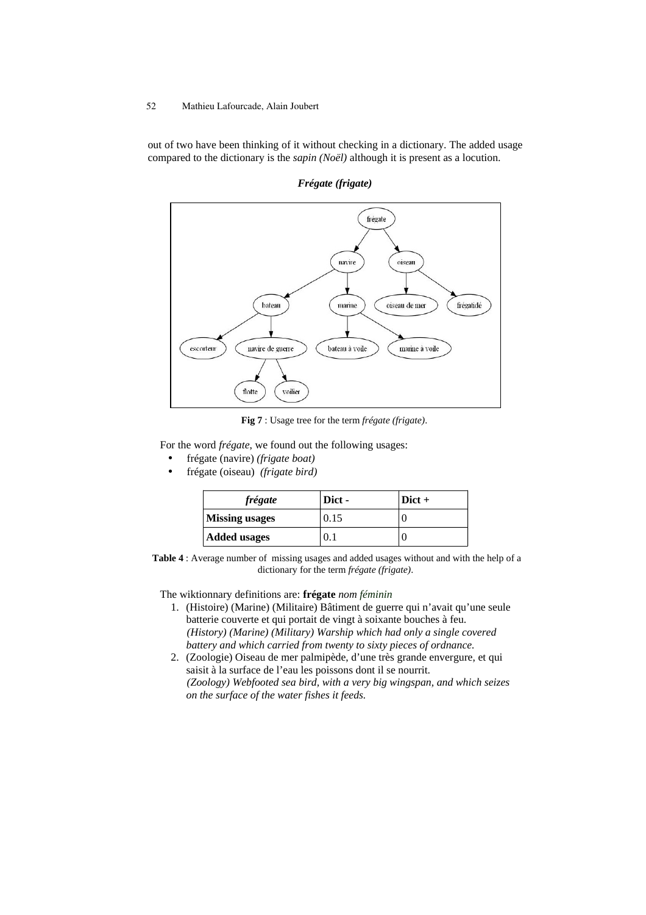out of two have been thinking of it without checking in a dictionary. The added usage compared to the dictionary is the *sapin (Noël)* although it is present as a locution.

***Frégate (frigate)***

**Fig 7** : Usage tree for the term *frégate (frigate)*.

For the word *frégate*, we found out the following usages:

- frégate (navire) *(frigate boat)*
- frégate (oiseau) *(frigate bird)*

| *frégate* | Dict - | Dict + |
|---|---|---|
| **Missing usages** | 0.15 | 0 |
| **Added usages** | 0.1 | 0 |

**Table 4** : Average number of missing usages and added usages without and with the help of a dictionary for the term *frégate (frigate)*.

The wiktionnary definitions are: **frégate** *nom féminin*

1. (Histoire) (Marine) (Militaire) Bâtiment de guerre qui n'avait qu'une seule batterie couverte et qui portait de vingt à soixante bouches à feu.
   *(History) (Marine) (Military) Warship which had only a single covered battery and which carried from twenty to sixty pieces of ordnance.*
2. (Zoologie) Oiseau de mer palmipède, d'une très grande envergure, et qui saisit à la surface de l'eau les poissons dont il se nourrit.
   *(Zoology) Webfooted sea bird, with a very big wingspan, and which seizes on the surface of the water fishes it feeds.*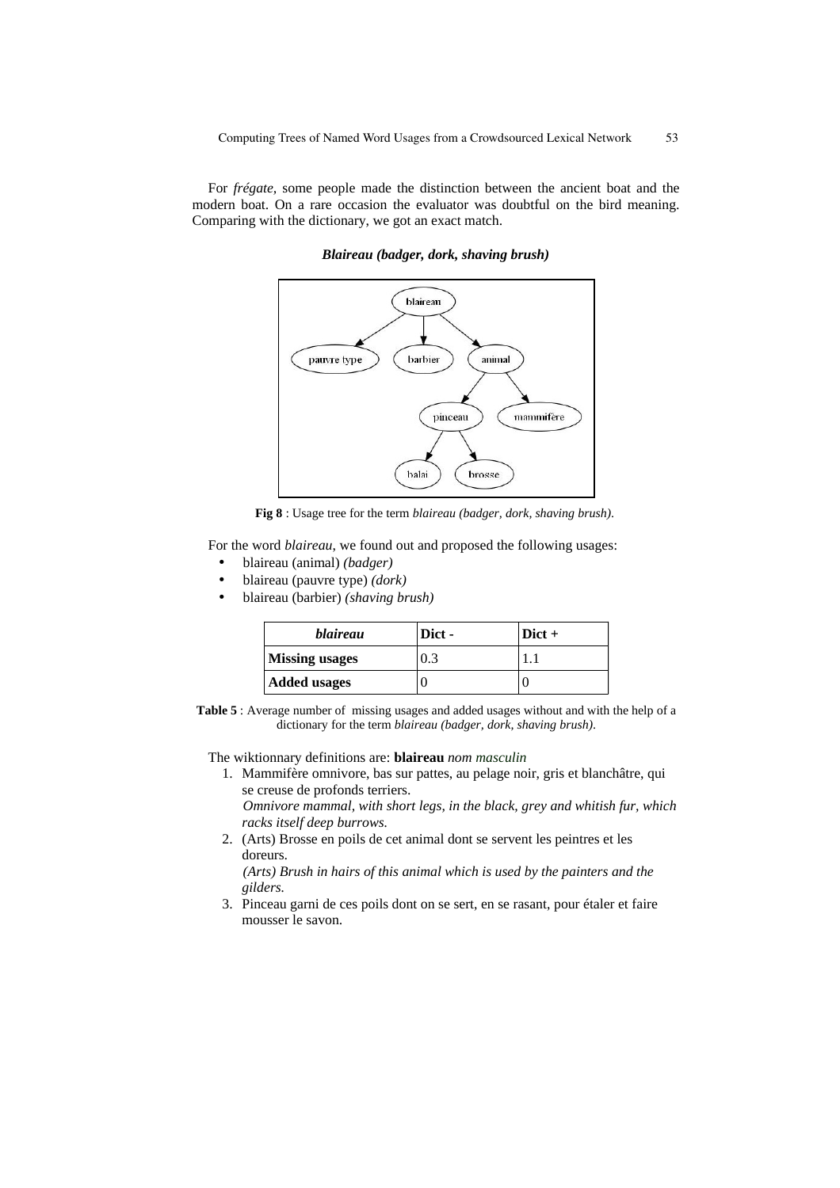For *frégate*, some people made the distinction between the ancient boat and the modern boat. On a rare occasion the evaluator was doubtful on the bird meaning. Comparing with the dictionary, we got an exact match.

***Blaireau (badger, dork, shaving brush)***

**Fig 8** : Usage tree for the term *blaireau (badger, dork, shaving brush)*.

For the word *blaireau*, we found out and proposed the following usages:

- blaireau (animal) *(badger)*
- blaireau (pauvre type) *(dork)*
- blaireau (barbier) *(shaving brush)*

| ***blaireau*** | **Dict -** | **Dict +** |
|---|---|---|
| **Missing usages** | 0.3 | 1.1 |
| **Added usages** | 0 | 0 |

**Table 5** : Average number of missing usages and added usages without and with the help of a dictionary for the term *blaireau (badger, dork, shaving brush)*.

The wiktionnary definitions are: **blaireau** *nom masculin*

1. Mammifère omnivore, bas sur pattes, au pelage noir, gris et blanchâtre, qui se creuse de profonds terriers.
   *Omnivore mammal, with short legs, in the black, grey and whitish fur, which racks itself deep burrows.*
2. (Arts) Brosse en poils de cet animal dont se servent les peintres et les doreurs.
   *(Arts) Brush in hairs of this animal which is used by the painters and the gilders.*
3. Pinceau garni de ces poils dont on se sert, en se rasant, pour étaler et faire mousser le savon.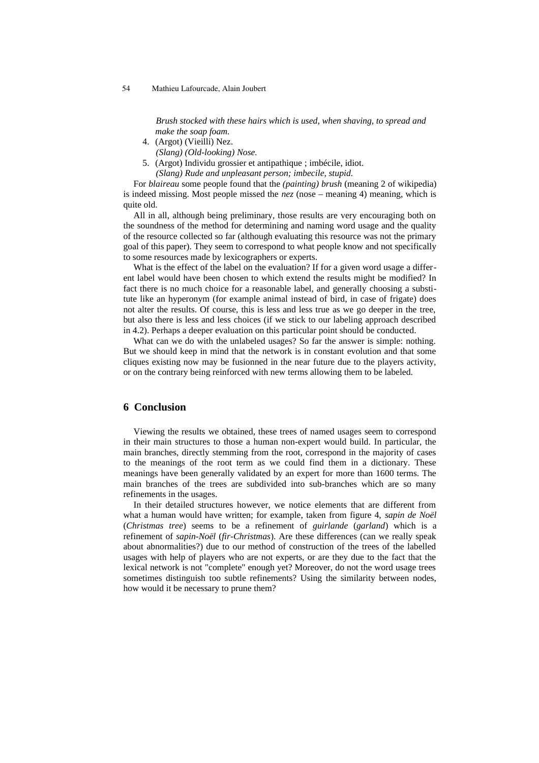*Brush stocked with these hairs which is used, when shaving, to spread and make the soap foam.*

4. (Argot) (Vieilli) Nez.
   *(Slang) (Old-looking) Nose.*
5. (Argot) Individu grossier et antipathique ; imbécile, idiot.
   *(Slang) Rude and unpleasant person; imbecile, stupid.*

For *blaireau* some people found that the *(painting) brush* (meaning 2 of wikipedia) is indeed missing. Most people missed the *nez* (nose – meaning 4) meaning, which is quite old.

All in all, although being preliminary, those results are very encouraging both on the soundness of the method for determining and naming word usage and the quality of the resource collected so far (although evaluating this resource was not the primary goal of this paper). They seem to correspond to what people know and not specifically to some resources made by lexicographers or experts.

What is the effect of the label on the evaluation? If for a given word usage a different label would have been chosen to which extend the results might be modified? In fact there is no much choice for a reasonable label, and generally choosing a substitute like an hyperonym (for example animal instead of bird, in case of frigate) does not alter the results. Of course, this is less and less true as we go deeper in the tree, but also there is less and less choices (if we stick to our labeling approach described in 4.2). Perhaps a deeper evaluation on this particular point should be conducted.

What can we do with the unlabeled usages? So far the answer is simple: nothing. But we should keep in mind that the network is in constant evolution and that some cliques existing now may be fusionned in the near future due to the players activity, or on the contrary being reinforced with new terms allowing them to be labeled.

## 6 Conclusion

Viewing the results we obtained, these trees of named usages seem to correspond in their main structures to those a human non-expert would build. In particular, the main branches, directly stemming from the root, correspond in the majority of cases to the meanings of the root term as we could find them in a dictionary. These meanings have been generally validated by an expert for more than 1600 terms. The main branches of the trees are subdivided into sub-branches which are so many refinements in the usages.

In their detailed structures however, we notice elements that are different from what a human would have written; for example, taken from figure 4, *sapin de Noël* (*Christmas tree*) seems to be a refinement of *guirlande* (*garland*) which is a refinement of *sapin-Noël* (*fir-Christmas*). Are these differences (can we really speak about abnormalities?) due to our method of construction of the trees of the labelled usages with help of players who are not experts, or are they due to the fact that the lexical network is not "complete" enough yet? Moreover, do not the word usage trees sometimes distinguish too subtle refinements? Using the similarity between nodes, how would it be necessary to prune them?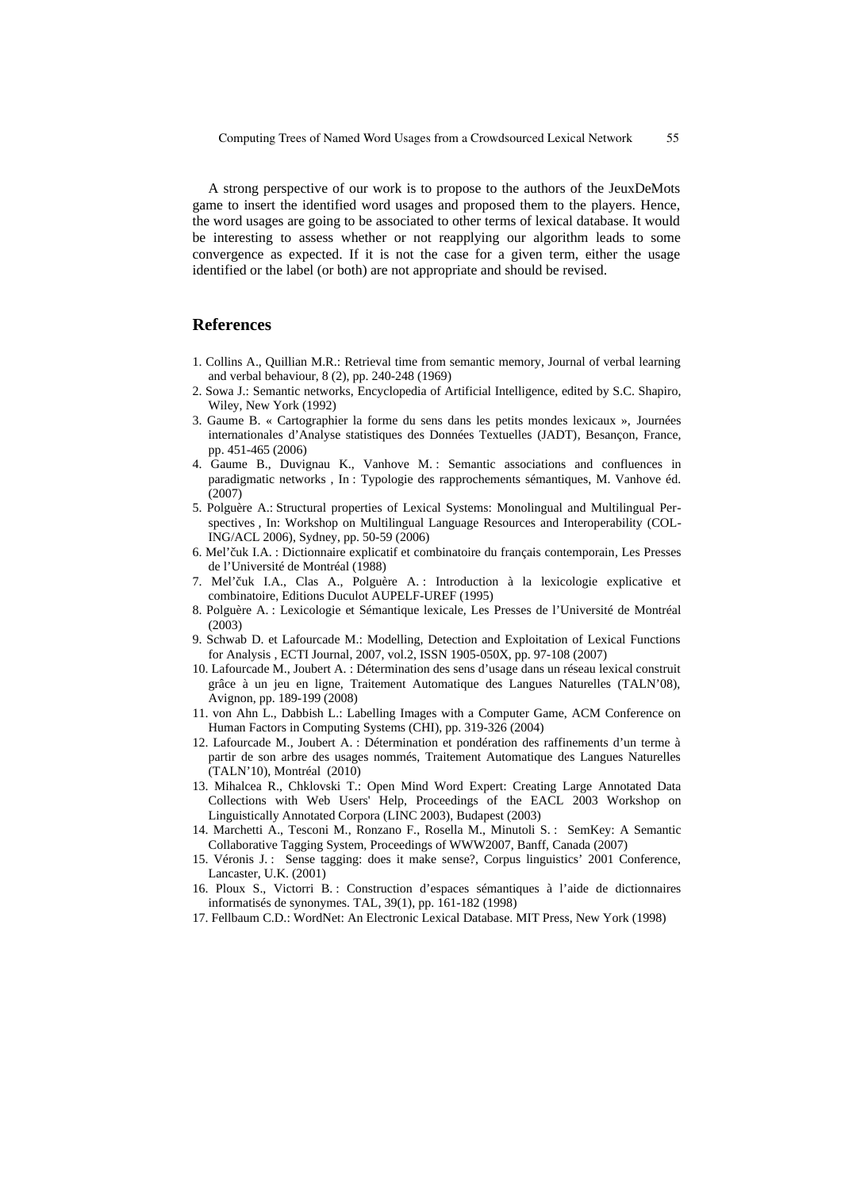A strong perspective of our work is to propose to the authors of the JeuxDeMots game to insert the identified word usages and proposed them to the players. Hence, the word usages are going to be associated to other terms of lexical database. It would be interesting to assess whether or not reapplying our algorithm leads to some convergence as expected. If it is not the case for a given term, either the usage identified or the label (or both) are not appropriate and should be revised.

## References

1. Collins A., Quillian M.R.: Retrieval time from semantic memory, Journal of verbal learning and verbal behaviour, 8 (2), pp. 240-248 (1969)
2. Sowa J.: Semantic networks, Encyclopedia of Artificial Intelligence, edited by S.C. Shapiro, Wiley, New York (1992)
3. Gaume B. « Cartographier la forme du sens dans les petits mondes lexicaux », Journées internationales d'Analyse statistiques des Données Textuelles (JADT), Besançon, France, pp. 451-465 (2006)
4. Gaume B., Duvignau K., Vanhove M. : Semantic associations and confluences in paradigmatic networks , In : Typologie des rapprochements sémantiques, M. Vanhove éd. (2007)
5. Polguère A.: Structural properties of Lexical Systems: Monolingual and Multilingual Perspectives , In: Workshop on Multilingual Language Resources and Interoperability (COLING/ACL 2006), Sydney, pp. 50-59 (2006)
6. Mel'čuk I.A. : Dictionnaire explicatif et combinatoire du français contemporain, Les Presses de l'Université de Montréal (1988)
7. Mel'čuk I.A., Clas A., Polguère A. : Introduction à la lexicologie explicative et combinatoire, Editions Duculot AUPELF-UREF (1995)
8. Polguère A. : Lexicologie et Sémantique lexicale, Les Presses de l'Université de Montréal (2003)
9. Schwab D. et Lafourcade M.: Modelling, Detection and Exploitation of Lexical Functions for Analysis , ECTI Journal, 2007, vol.2, ISSN 1905-050X, pp. 97-108 (2007)
10. Lafourcade M., Joubert A. : Détermination des sens d'usage dans un réseau lexical construit grâce à un jeu en ligne, Traitement Automatique des Langues Naturelles (TALN'08), Avignon, pp. 189-199 (2008)
11. von Ahn L., Dabbish L.: Labelling Images with a Computer Game, ACM Conference on Human Factors in Computing Systems (CHI), pp. 319-326 (2004)
12. Lafourcade M., Joubert A. : Détermination et pondération des raffinements d'un terme à partir de son arbre des usages nommés, Traitement Automatique des Langues Naturelles (TALN'10), Montréal (2010)
13. Mihalcea R., Chklovski T.: Open Mind Word Expert: Creating Large Annotated Data Collections with Web Users' Help, Proceedings of the EACL 2003 Workshop on Linguistically Annotated Corpora (LINC 2003), Budapest (2003)
14. Marchetti A., Tesconi M., Ronzano F., Rosella M., Minutoli S. : SemKey: A Semantic Collaborative Tagging System, Proceedings of WWW2007, Banff, Canada (2007)
15. Véronis J. : Sense tagging: does it make sense?, Corpus linguistics' 2001 Conference, Lancaster, U.K. (2001)
16. Ploux S., Victorri B. : Construction d'espaces sémantiques à l'aide de dictionnaires informatisés de synonymes. TAL, 39(1), pp. 161-182 (1998)
17. Fellbaum C.D.: WordNet: An Electronic Lexical Database. MIT Press, New York (1998)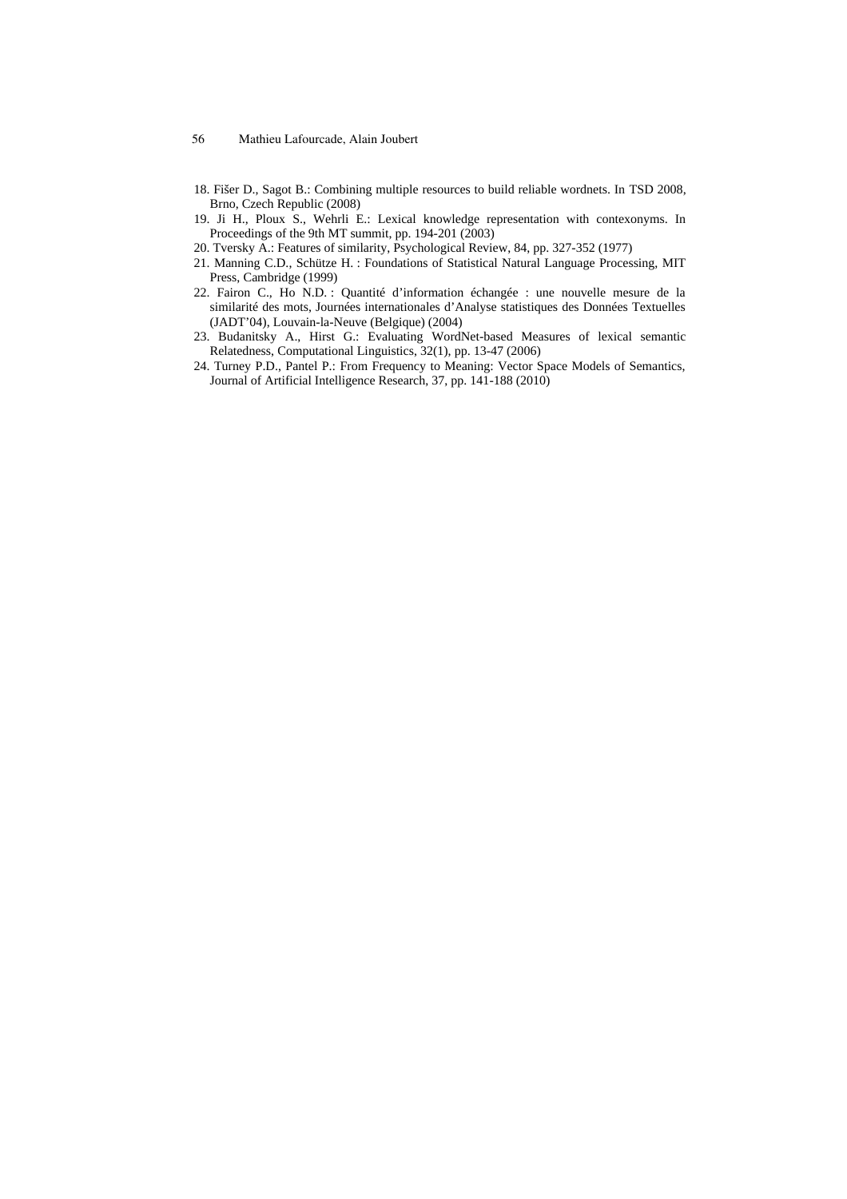18. Fišer D., Sagot B.: Combining multiple resources to build reliable wordnets. In TSD 2008, Brno, Czech Republic (2008)
19. Ji H., Ploux S., Wehrli E.: Lexical knowledge representation with contexonyms. In Proceedings of the 9th MT summit, pp. 194-201 (2003)
20. Tversky A.: Features of similarity, Psychological Review, 84, pp. 327-352 (1977)
21. Manning C.D., Schütze H. : Foundations of Statistical Natural Language Processing, MIT Press, Cambridge (1999)
22. Fairon C., Ho N.D. : Quantité d'information échangée : une nouvelle mesure de la similarité des mots, Journées internationales d'Analyse statistiques des Données Textuelles (JADT'04), Louvain-la-Neuve (Belgique) (2004)
23. Budanitsky A., Hirst G.: Evaluating WordNet-based Measures of lexical semantic Relatedness, Computational Linguistics, 32(1), pp. 13-47 (2006)
24. Turney P.D., Pantel P.: From Frequency to Meaning: Vector Space Models of Semantics, Journal of Artificial Intelligence Research, 37, pp. 141-188 (2010)